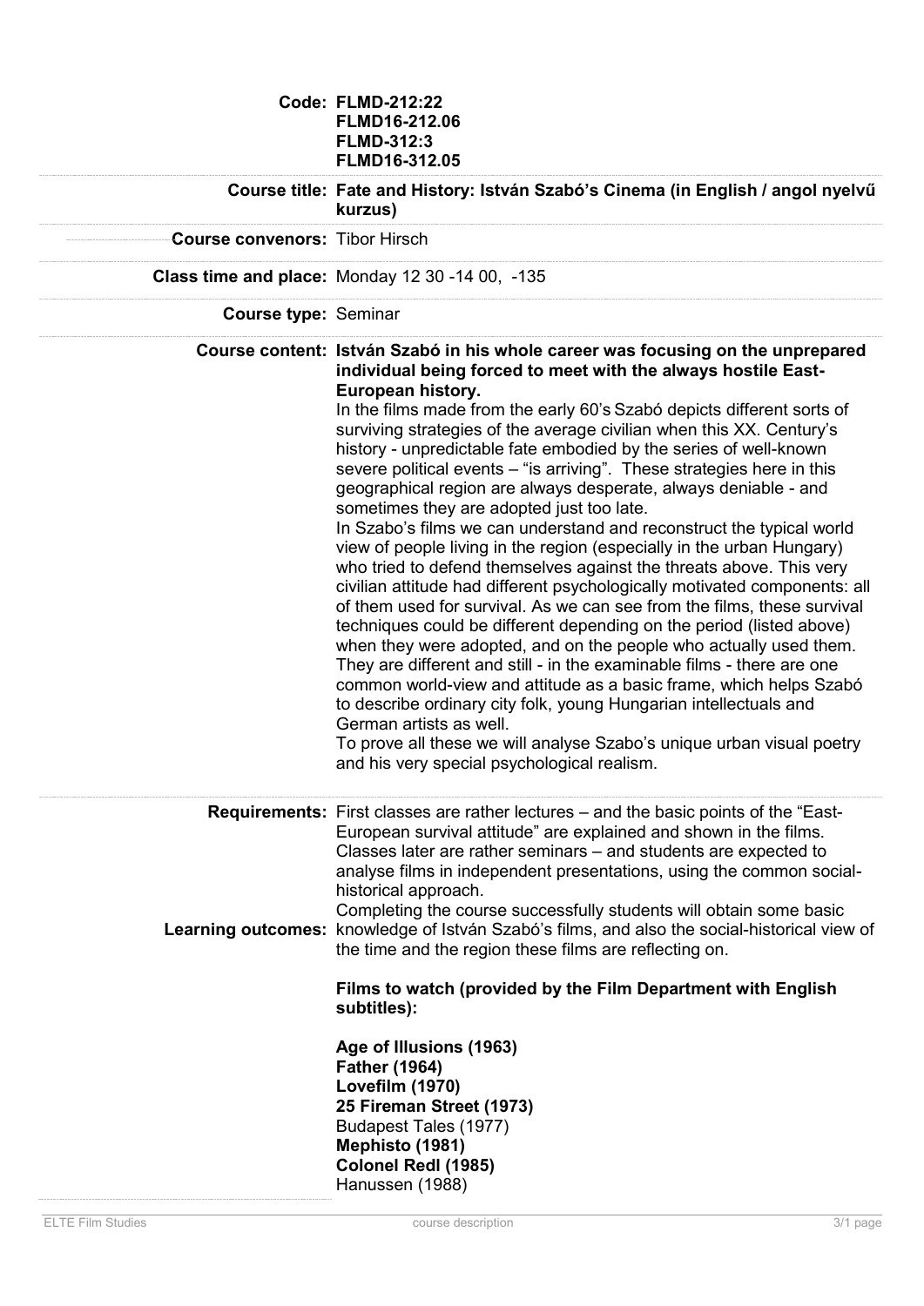**Code:** **FLMD-212:22**
**FLMD16-212.06**
**FLMD-312:3**
**FLMD16-312.05**

**Course title:** **Fate and History: István Szabó's Cinema (in English / angol nyelvű kurzus)**

**Course convenors:** Tibor Hirsch

**Class time and place:** Monday 12 30 -14 00, -135

**Course type:** Seminar

**Course content:** **István Szabó in his whole career was focusing on the unprepared individual being forced to meet with the always hostile East-European history.**

In the films made from the early 60's Szabó depicts different sorts of surviving strategies of the average civilian when this XX. Century's history - unpredictable fate embodied by the series of well-known severe political events – "is arriving". These strategies here in this geographical region are always desperate, always deniable - and sometimes they are adopted just too late.

In Szabo's films we can understand and reconstruct the typical world view of people living in the region (especially in the urban Hungary) who tried to defend themselves against the threats above. This very civilian attitude had different psychologically motivated components: all of them used for survival. As we can see from the films, these survival techniques could be different depending on the period (listed above) when they were adopted, and on the people who actually used them. They are different and still - in the examinable films - there are one common world-view and attitude as a basic frame, which helps Szabó to describe ordinary city folk, young Hungarian intellectuals and German artists as well.

To prove all these we will analyse Szabo's unique urban visual poetry and his very special psychological realism.

**Requirements:** First classes are rather lectures – and the basic points of the "East-European survival attitude" are explained and shown in the films. Classes later are rather seminars – and students are expected to analyse films in independent presentations, using the common social-historical approach.

**Learning outcomes:** Completing the course successfully students will obtain some basic knowledge of István Szabó's films, and also the social-historical view of the time and the region these films are reflecting on.

**Films to watch (provided by the Film Department with English subtitles):**

**Age of Illusions (1963)**
**Father (1964)**
**Lovefilm (1970)**
**25 Fireman Street (1973)**
Budapest Tales (1977)
**Mephisto (1981)**
**Colonel Redl (1985)**
Hanussen (1988)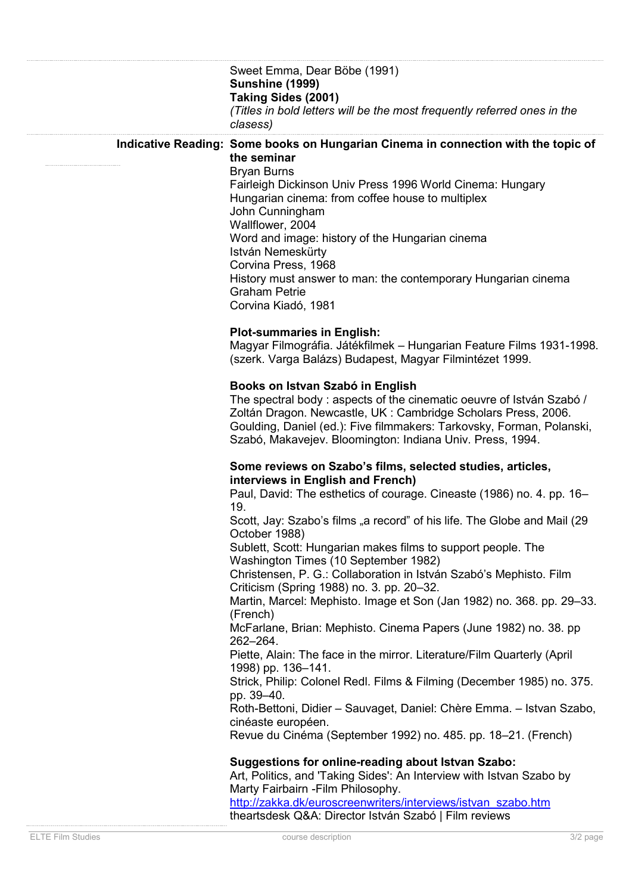Sweet Emma, Dear Böbe (1991)
**Sunshine (1999)**
**Taking Sides (2001)**
*(Titles in bold letters will be the most frequently referred ones in the clasess)*

**Indicative Reading:** **Some books on Hungarian Cinema in connection with the topic of the seminar**

Bryan Burns
Fairleigh Dickinson Univ Press 1996 World Cinema: Hungary
Hungarian cinema: from coffee house to multiplex
John Cunningham
Wallflower, 2004
Word and image: history of the Hungarian cinema
István Nemeskürty
Corvina Press, 1968
History must answer to man: the contemporary Hungarian cinema
Graham Petrie
Corvina Kiadó, 1981

**Plot-summaries in English:**

Magyar Filmográfia. Játékfilmek – Hungarian Feature Films 1931-1998. (szerk. Varga Balázs) Budapest, Magyar Filmintézet 1999.

**Books on Istvan Szabó in English**

The spectral body : aspects of the cinematic oeuvre of István Szabó / Zoltán Dragon. Newcastle, UK : Cambridge Scholars Press, 2006.
Goulding, Daniel (ed.): Five filmmakers: Tarkovsky, Forman, Polanski, Szabó, Makavejev. Bloomington: Indiana Univ. Press, 1994.

**Some reviews on Szabo's films, selected studies, articles, interviews in English and French)**

Paul, David: The esthetics of courage. Cineaste (1986) no. 4. pp. 16–19.
Scott, Jay: Szabo's films „a record" of his life. The Globe and Mail (29 October 1988)
Sublett, Scott: Hungarian makes films to support people. The Washington Times (10 September 1982)
Christensen, P. G.: Collaboration in István Szabó's Mephisto. Film Criticism (Spring 1988) no. 3. pp. 20–32.
Martin, Marcel: Mephisto. Image et Son (Jan 1982) no. 368. pp. 29–33. (French)
McFarlane, Brian: Mephisto. Cinema Papers (June 1982) no. 38. pp 262–264.
Piette, Alain: The face in the mirror. Literature/Film Quarterly (April 1998) pp. 136–141.
Strick, Philip: Colonel Redl. Films & Filming (December 1985) no. 375. pp. 39–40.
Roth-Bettoni, Didier – Sauvaget, Daniel: Chère Emma. – Istvan Szabo, cinéaste européen.
Revue du Cinéma (September 1992) no. 485. pp. 18–21. (French)

**Suggestions for online-reading about Istvan Szabo:**

Art, Politics, and 'Taking Sides': An Interview with Istvan Szabo by Marty Fairbairn -Film Philosophy.
http://zakka.dk/euroscreenwriters/interviews/istvan_szabo.htm
theartsdesk Q&A: Director István Szabó | Film reviews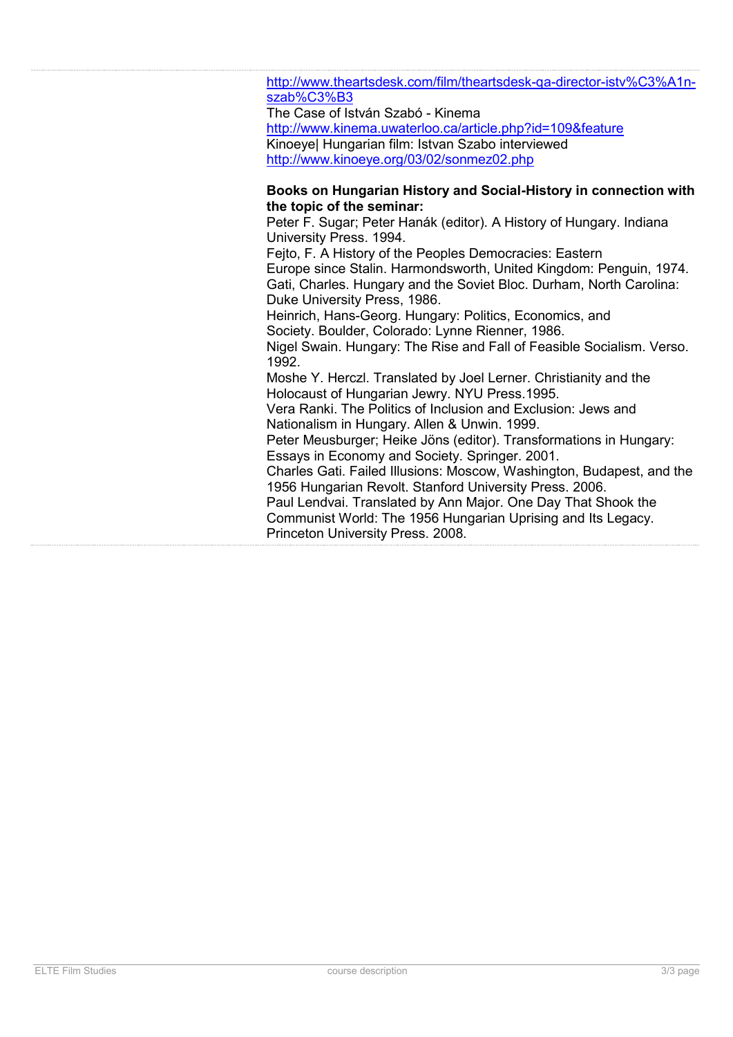http://www.theartsdesk.com/film/theartsdesk-qa-director-istv%C3%A1n-szab%C3%B3
The Case of István Szabó - Kinema
http://www.kinema.uwaterloo.ca/article.php?id=109&feature
Kinoeye| Hungarian film: Istvan Szabo interviewed
http://www.kinoeye.org/03/02/sonmez02.php

**Books on Hungarian History and Social-History in connection with the topic of the seminar:**

Peter F. Sugar; Peter Hanák (editor). A History of Hungary. Indiana University Press. 1994.
Fejto, F. A History of the Peoples Democracies: Eastern Europe since Stalin. Harmondsworth, United Kingdom: Penguin, 1974.
Gati, Charles. Hungary and the Soviet Bloc. Durham, North Carolina: Duke University Press, 1986.
Heinrich, Hans-Georg. Hungary: Politics, Economics, and Society. Boulder, Colorado: Lynne Rienner, 1986.
Nigel Swain. Hungary: The Rise and Fall of Feasible Socialism. Verso. 1992.
Moshe Y. Herczl. Translated by Joel Lerner. Christianity and the Holocaust of Hungarian Jewry. NYU Press.1995.
Vera Ranki. The Politics of Inclusion and Exclusion: Jews and Nationalism in Hungary. Allen & Unwin. 1999.
Peter Meusburger; Heike Jöns (editor). Transformations in Hungary: Essays in Economy and Society. Springer. 2001.
Charles Gati. Failed Illusions: Moscow, Washington, Budapest, and the 1956 Hungarian Revolt. Stanford University Press. 2006.
Paul Lendvai. Translated by Ann Major. One Day That Shook the Communist World: The 1956 Hungarian Uprising and Its Legacy. Princeton University Press. 2008.